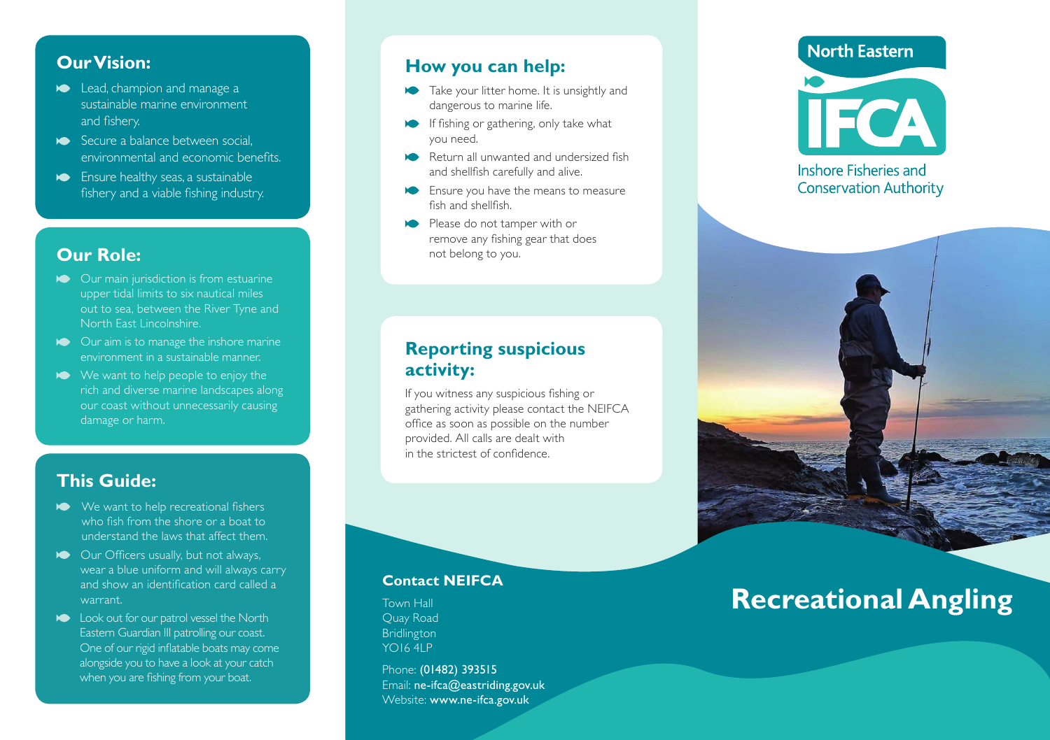## Our Vision:

- Lead, champion and manage a sustainable marine environment and fishery.
- Secure a balance between social, environmental and economic benefits.
- Ensure healthy seas, a sustainable fishery and a viable fishing industry.

## Our Role:

- Our main jurisdiction is from estuarine upper tidal limits to six nautical miles out to sea, between the River Tyne and North East Lincolnshire.
- Our aim is to manage the inshore marine environment in a sustainable manner.
- We want to help people to enjoy the rich and diverse marine landscapes along our coast without unnecessarily causing damage or harm.

## This Guide:

- We want to help recreational fishers who fish from the shore or a boat to understand the laws that affect them.
- Our Officers usually, but not always, wear a blue uniform and will always carry and show an identification card called a warrant.
- Look out for our patrol vessel the North Eastern Guardian III patrolling our coast. One of our rigid inflatable boats may come alongside you to have a look at your catch when you are fishing from your boat.

## How you can help:

- Take your litter home. It is unsightly and dangerous to marine life.
- If fishing or gathering, only take what you need.
- Return all unwanted and undersized fish and shellfish carefully and alive.
- Ensure you have the means to measure fish and shellfish.
- Please do not tamper with or remove any fishing gear that does not belong to you.

## Reporting suspicious activity:

If you witness any suspicious fishing or gathering activity please contact the NEIFCA office as soon as possible on the number provided. All calls are dealt with in the strictest of confidence.

### Contact NEIFCA

Town Hall
Quay Road
Bridlington
YO16 4LP

Phone: **(01482) 393515**
Email: **ne-ifca@eastriding.gov.uk**
Website: **www.ne-ifca.gov.uk**

North Eastern IFCA
Inshore Fisheries and Conservation Authority

# Recreational Angling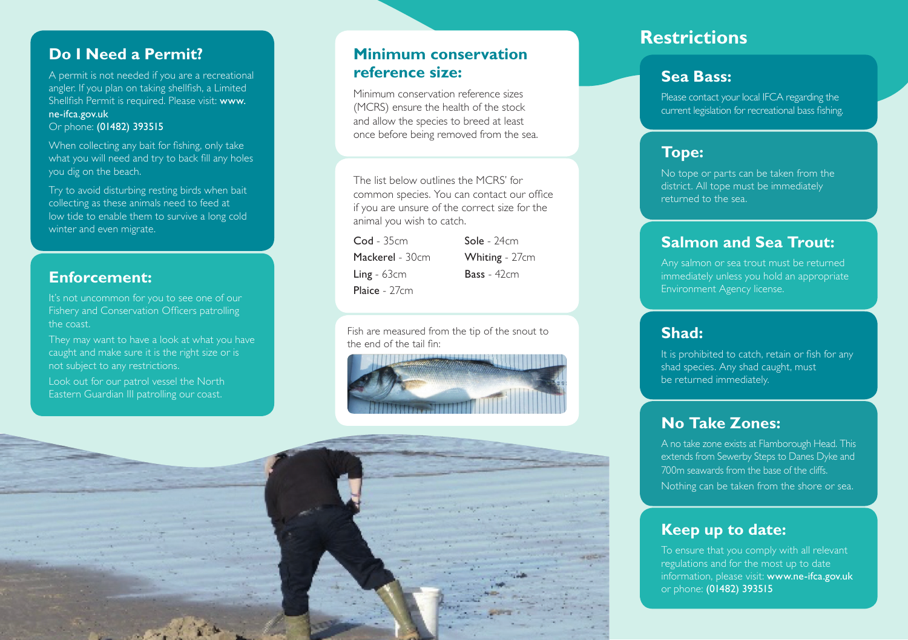## Do I Need a Permit?

A permit is not needed if you are a recreational angler. If you plan on taking shellfish, a Limited Shellfish Permit is required. Please visit: **www.ne-ifca.gov.uk**
Or phone: **(01482) 393515**

When collecting any bait for fishing, only take what you will need and try to back fill any holes you dig on the beach.

Try to avoid disturbing resting birds when bait collecting as these animals need to feed at low tide to enable them to survive a long cold winter and even migrate.

## Enforcement:

It's not uncommon for you to see one of our Fishery and Conservation Officers patrolling the coast.

They may want to have a look at what you have caught and make sure it is the right size or is not subject to any restrictions.

Look out for our patrol vessel the North Eastern Guardian III patrolling our coast.

## Minimum conservation reference size:

Minimum conservation reference sizes (MCRS) ensure the health of the stock and allow the species to breed at least once before being removed from the sea.

The list below outlines the MCRS' for common species. You can contact our office if you are unsure of the correct size for the animal you wish to catch.

- **Cod** - 35cm
- **Mackerel** - 30cm
- **Ling** - 63cm
- **Plaice** - 27cm
- **Sole** - 24cm
- **Whiting** - 27cm
- **Bass** - 42cm

Fish are measured from the tip of the snout to the end of the tail fin:

# Restrictions

## Sea Bass:

Please contact your local IFCA regarding the current legislation for recreational bass fishing.

## Tope:

No tope or parts can be taken from the district. All tope must be immediately returned to the sea.

## Salmon and Sea Trout:

Any salmon or sea trout must be returned immediately unless you hold an appropriate Environment Agency license.

## Shad:

It is prohibited to catch, retain or fish for any shad species. Any shad caught, must be returned immediately.

## No Take Zones:

A no take zone exists at Flamborough Head. This extends from Sewerby Steps to Danes Dyke and 700m seawards from the base of the cliffs.

Nothing can be taken from the shore or sea.

## Keep up to date:

To ensure that you comply with all relevant regulations and for the most up to date information, please visit: **www.ne-ifca.gov.uk** or phone: **(01482) 393515**